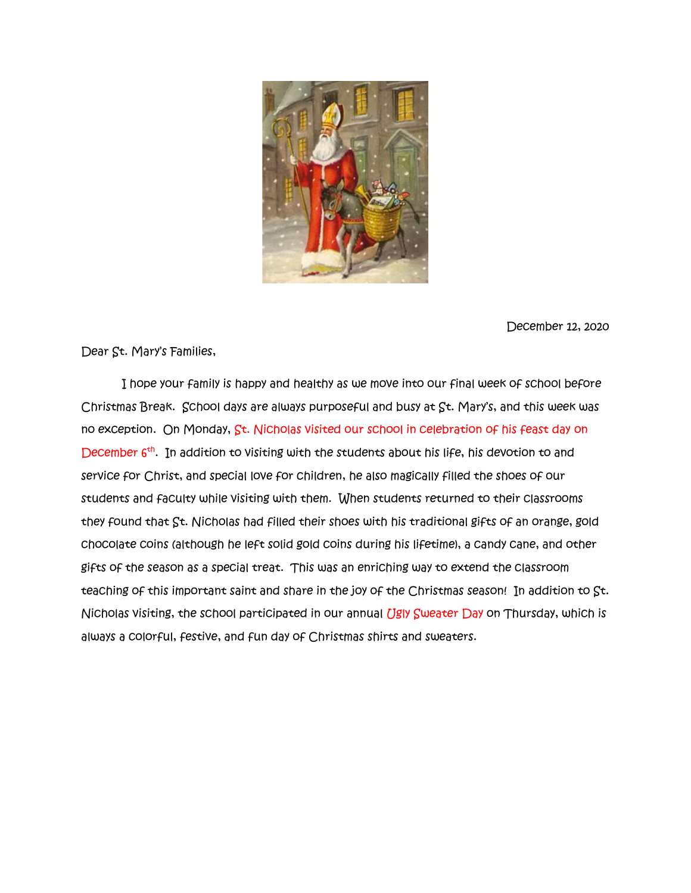December 12, 2020

Dear St. Mary's Families,

I hope your family is happy and healthy as we move into our final week of school before Christmas Break. School days are always purposeful and busy at St. Mary's, and this week was no exception. On Monday, St. Nicholas visited our school in celebration of his feast day on December 6th. In addition to visiting with the students about his life, his devotion to and service for Christ, and special love for children, he also magically filled the shoes of our students and faculty while visiting with them. When students returned to their classrooms they found that St. Nicholas had filled their shoes with his traditional gifts of an orange, gold chocolate coins (although he left solid gold coins during his lifetime), a candy cane, and other gifts of the season as a special treat. This was an enriching way to extend the classroom teaching of this important saint and share in the joy of the Christmas season! In addition to St. Nicholas visiting, the school participated in our annual Ugly Sweater Day on Thursday, which is always a colorful, festive, and fun day of Christmas shirts and sweaters.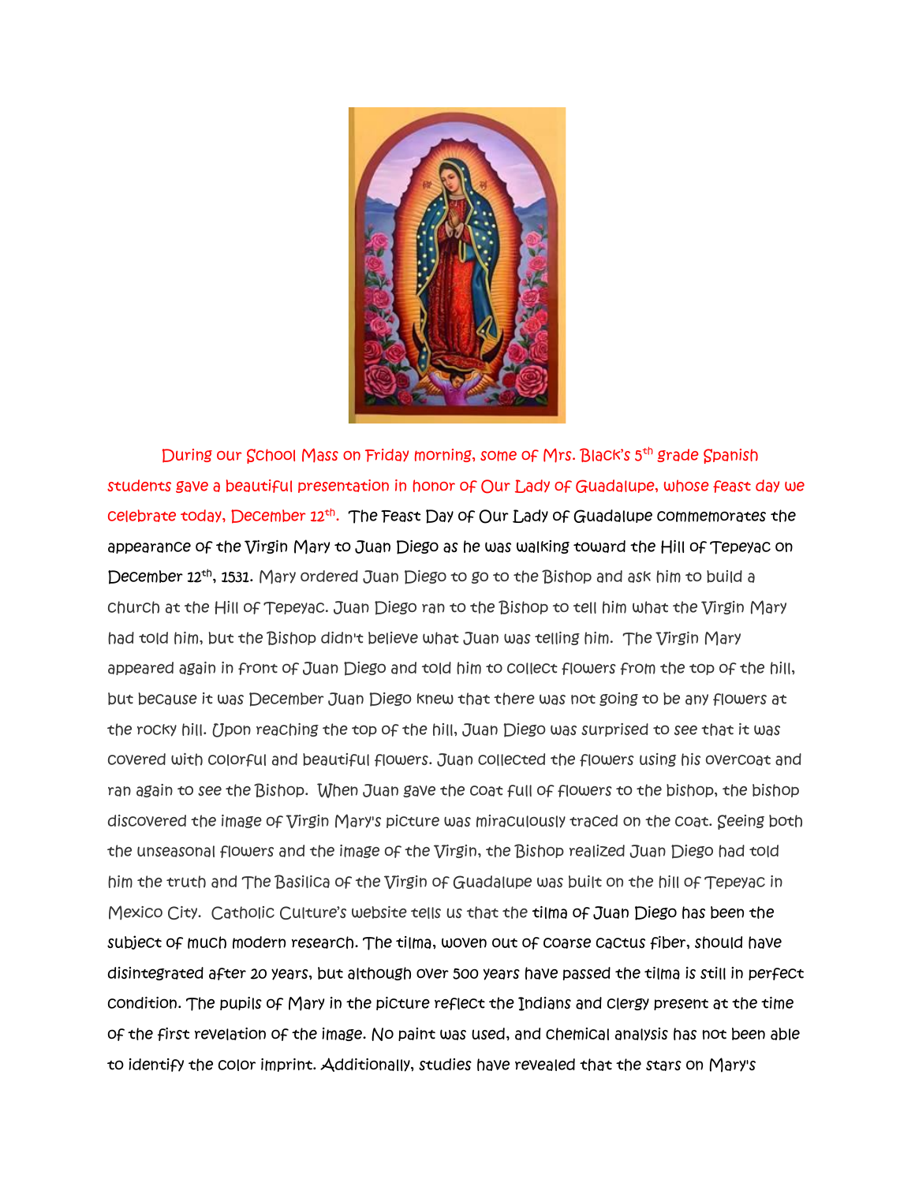During our School Mass on Friday morning, some of Mrs. Black's 5th grade Spanish students gave a beautiful presentation in honor of Our Lady of Guadalupe, whose feast day we celebrate today, December 12th. The Feast Day of Our Lady of Guadalupe commemorates the appearance of the Virgin Mary to Juan Diego as he was walking toward the Hill of Tepeyac on December 12th, 1531. Mary ordered Juan Diego to go to the Bishop and ask him to build a church at the Hill of Tepeyac. Juan Diego ran to the Bishop to tell him what the Virgin Mary had told him, but the Bishop didn't believe what Juan was telling him. The Virgin Mary appeared again in front of Juan Diego and told him to collect flowers from the top of the hill, but because it was December Juan Diego knew that there was not going to be any flowers at the rocky hill. Upon reaching the top of the hill, Juan Diego was surprised to see that it was covered with colorful and beautiful flowers. Juan collected the flowers using his overcoat and ran again to see the Bishop. When Juan gave the coat full of flowers to the bishop, the bishop discovered the image of Virgin Mary's picture was miraculously traced on the coat. Seeing both the unseasonal flowers and the image of the Virgin, the Bishop realized Juan Diego had told him the truth and The Basilica of the Virgin of Guadalupe was built on the hill of Tepeyac in Mexico City. Catholic Culture's website tells us that the tilma of Juan Diego has been the subject of much modern research. The tilma, woven out of coarse cactus fiber, should have disintegrated after 20 years, but although over 500 years have passed the tilma is still in perfect condition. The pupils of Mary in the picture reflect the Indians and clergy present at the time of the first revelation of the image. No paint was used, and chemical analysis has not been able to identify the color imprint. Additionally, studies have revealed that the stars on Mary's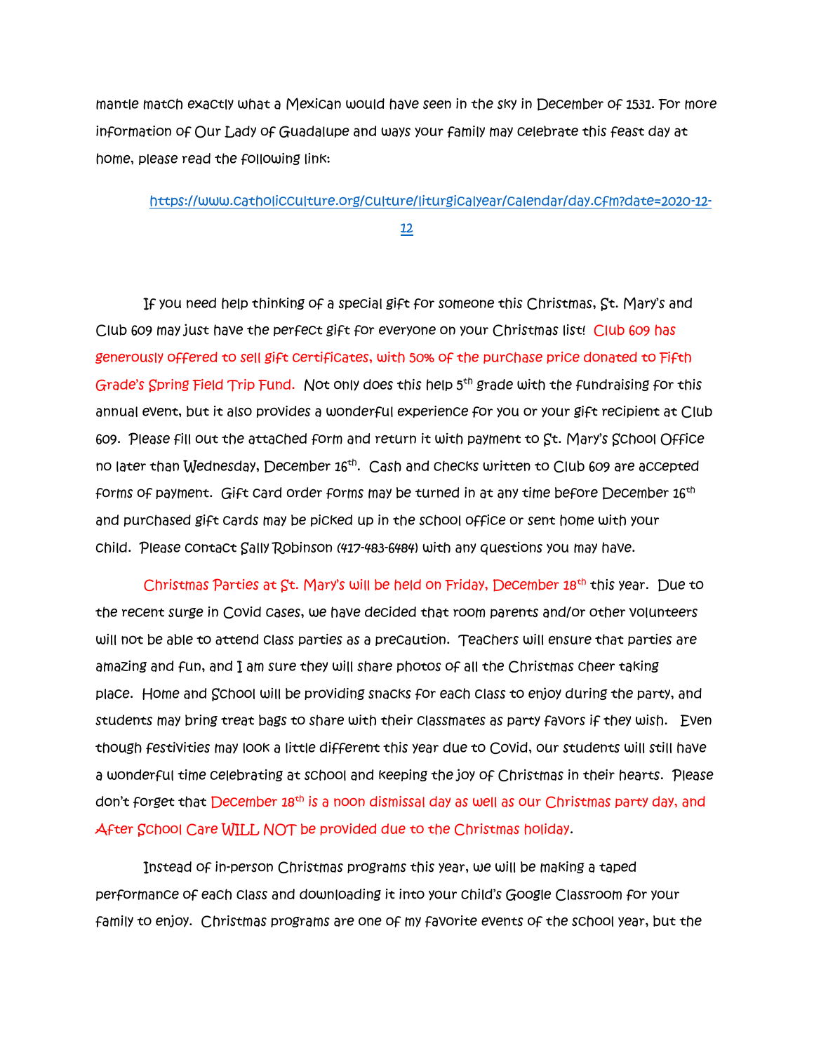mantle match exactly what a Mexican would have seen in the sky in December of 1531. For more information of Our Lady of Guadalupe and ways your family may celebrate this feast day at home, please read the following link:

https://www.catholicculture.org/culture/liturgicalyear/calendar/day.cfm?date=2020-12-12

If you need help thinking of a special gift for someone this Christmas, St. Mary's and Club 609 may just have the perfect gift for everyone on your Christmas list! Club 609 has generously offered to sell gift certificates, with 50% of the purchase price donated to Fifth Grade's Spring Field Trip Fund. Not only does this help 5th grade with the fundraising for this annual event, but it also provides a wonderful experience for you or your gift recipient at Club 609. Please fill out the attached form and return it with payment to St. Mary's School Office no later than Wednesday, December 16th. Cash and checks written to Club 609 are accepted forms of payment. Gift card order forms may be turned in at any time before December 16th and purchased gift cards may be picked up in the school office or sent home with your child. Please contact Sally Robinson (417-483-6484) with any questions you may have.

Christmas Parties at St. Mary's will be held on Friday, December 18th this year. Due to the recent surge in Covid cases, we have decided that room parents and/or other volunteers will not be able to attend class parties as a precaution. Teachers will ensure that parties are amazing and fun, and I am sure they will share photos of all the Christmas cheer taking place. Home and School will be providing snacks for each class to enjoy during the party, and students may bring treat bags to share with their classmates as party favors if they wish. Even though festivities may look a little different this year due to Covid, our students will still have a wonderful time celebrating at school and keeping the joy of Christmas in their hearts. Please don't forget that December 18th is a noon dismissal day as well as our Christmas party day, and After School Care WILL NOT be provided due to the Christmas holiday.

Instead of in-person Christmas programs this year, we will be making a taped performance of each class and downloading it into your child's Google Classroom for your family to enjoy. Christmas programs are one of my favorite events of the school year, but the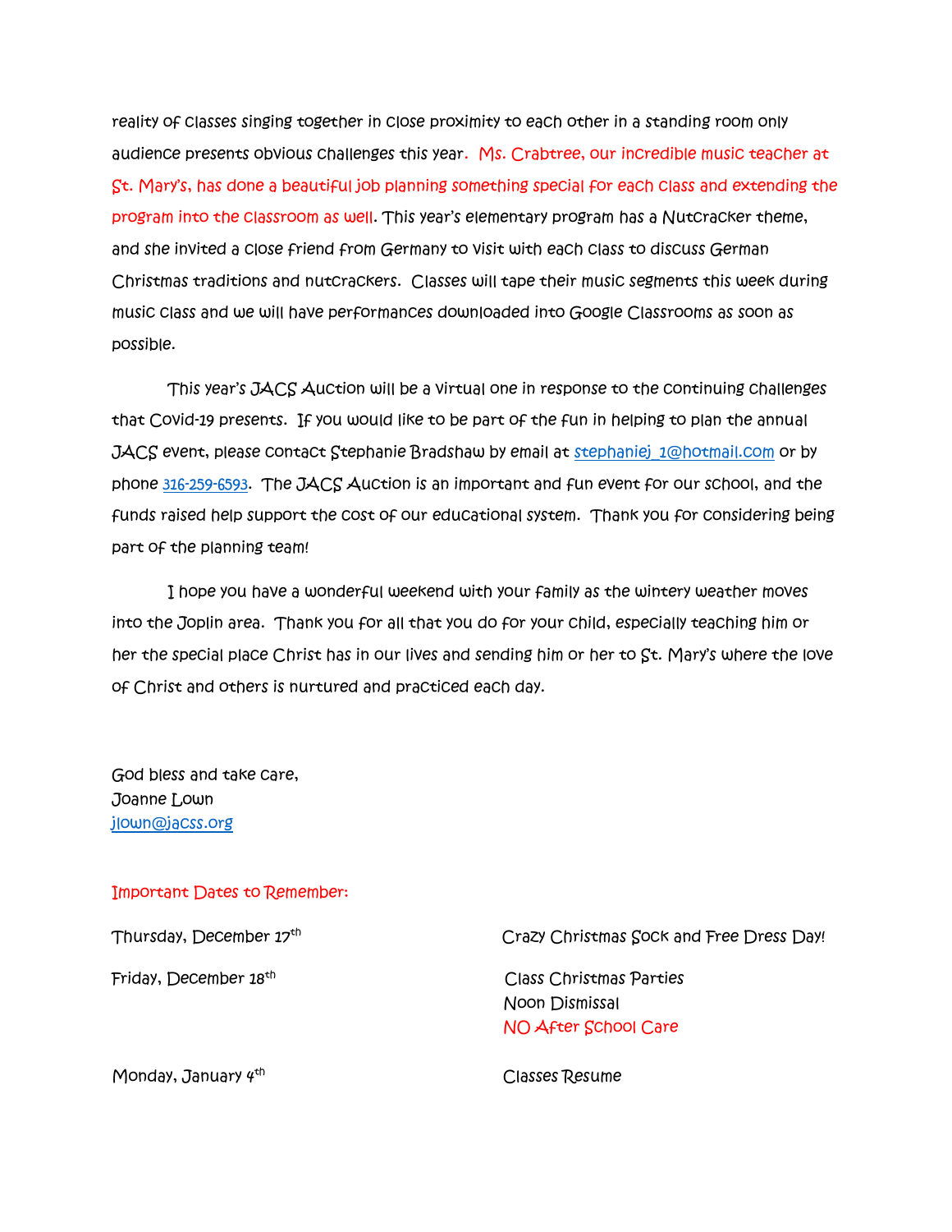reality of classes singing together in close proximity to each other in a standing room only audience presents obvious challenges this year. Ms. Crabtree, our incredible music teacher at St. Mary's, has done a beautiful job planning something special for each class and extending the program into the classroom as well. This year's elementary program has a Nutcracker theme, and she invited a close friend from Germany to visit with each class to discuss German Christmas traditions and nutcrackers. Classes will tape their music segments this week during music class and we will have performances downloaded into Google Classrooms as soon as possible.

This year's JACS Auction will be a virtual one in response to the continuing challenges that Covid-19 presents. If you would like to be part of the fun in helping to plan the annual JACS event, please contact Stephanie Bradshaw by email at stephaniej_1@hotmail.com or by phone 316-259-6593. The JACS Auction is an important and fun event for our school, and the funds raised help support the cost of our educational system. Thank you for considering being part of the planning team!

I hope you have a wonderful weekend with your family as the wintery weather moves into the Joplin area. Thank you for all that you do for your child, especially teaching him or her the special place Christ has in our lives and sending him or her to St. Mary's where the love of Christ and others is nurtured and practiced each day.

God bless and take care,
Joanne Lown
jlown@jacss.org

Important Dates to Remember:

| | |
|---|---|
| Thursday, December 17th | Crazy Christmas Sock and Free Dress Day! |
| Friday, December 18th | Class Christmas Parties<br>Noon Dismissal<br>NO After School Care |
| Monday, January 4th | Classes Resume |